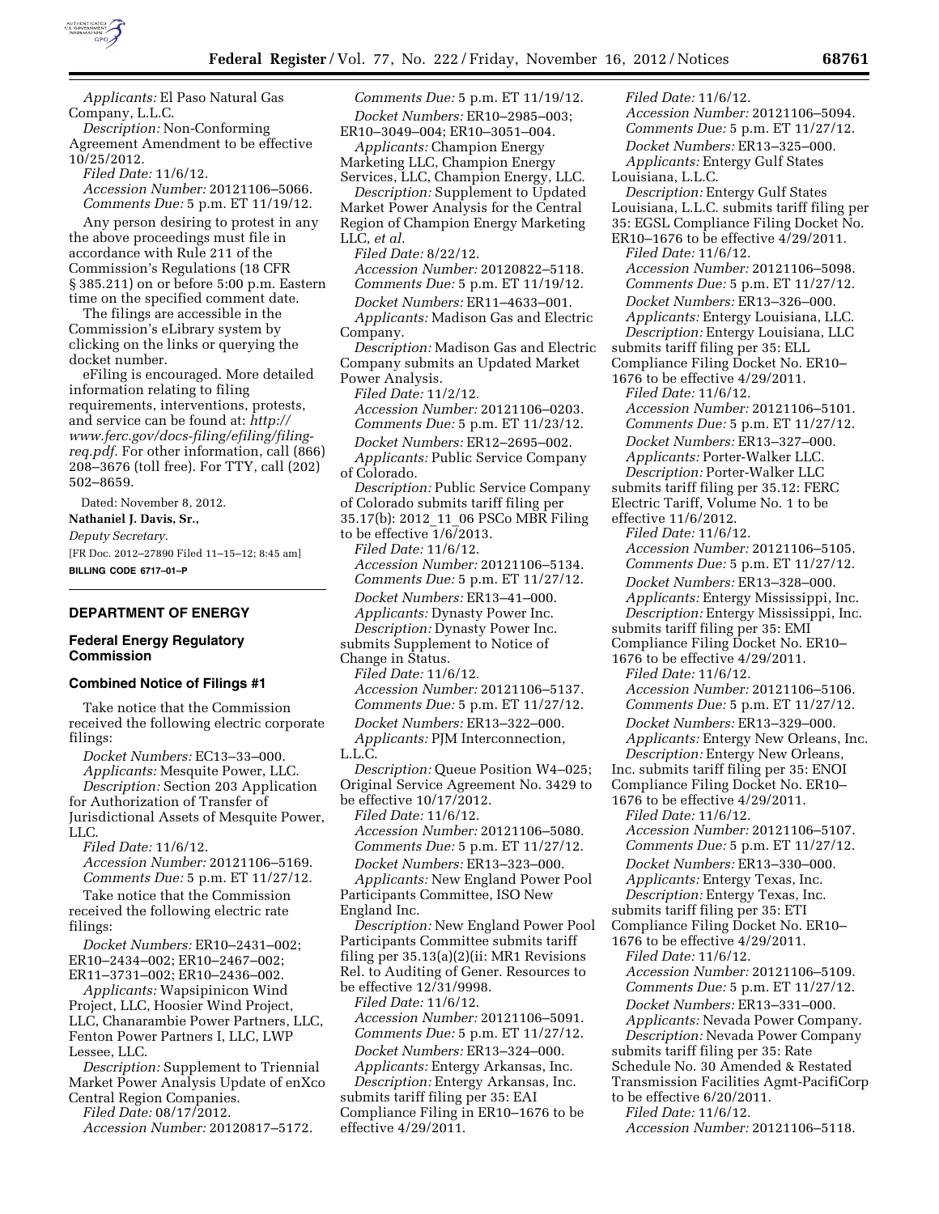*Applicants:* El Paso Natural Gas Company, L.L.C.

*Description:* Non-Conforming Agreement Amendment to be effective 10/25/2012.

*Filed Date:* 11/6/12.

*Accession Number:* 20121106–5066.

*Comments Due:* 5 p.m. ET 11/19/12.

Any person desiring to protest in any the above proceedings must file in accordance with Rule 211 of the Commission's Regulations (18 CFR § 385.211) on or before 5:00 p.m. Eastern time on the specified comment date.

The filings are accessible in the Commission's eLibrary system by clicking on the links or querying the docket number.

eFiling is encouraged. More detailed information relating to filing requirements, interventions, protests, and service can be found at: *http://www.ferc.gov/docs-filing/efiling/filing-req.pdf.* For other information, call (866) 208–3676 (toll free). For TTY, call (202) 502–8659.

Dated: November 8, 2012.

**Nathaniel J. Davis, Sr.,**

*Deputy Secretary.*

[FR Doc. 2012–27890 Filed 11–15–12; 8:45 am]

**BILLING CODE 6717–01–P**

## DEPARTMENT OF ENERGY

### Federal Energy Regulatory Commission

### Combined Notice of Filings #1

Take notice that the Commission received the following electric corporate filings:

*Docket Numbers:* EC13–33–000.

*Applicants:* Mesquite Power, LLC.

*Description:* Section 203 Application for Authorization of Transfer of Jurisdictional Assets of Mesquite Power, LLC.

*Filed Date:* 11/6/12.

*Accession Number:* 20121106–5169.

*Comments Due:* 5 p.m. ET 11/27/12.

Take notice that the Commission received the following electric rate filings:

*Docket Numbers:* ER10–2431–002; ER10–2434–002; ER10–2467–002; ER11–3731–002; ER10–2436–002.

*Applicants:* Wapsipinicon Wind Project, LLC, Hoosier Wind Project, LLC, Chanarambie Power Partners, LLC, Fenton Power Partners I, LLC, LWP Lessee, LLC.

*Description:* Supplement to Triennial Market Power Analysis Update of enXco Central Region Companies.

*Filed Date:* 08/17/2012.

*Accession Number:* 20120817–5172.

*Comments Due:* 5 p.m. ET 11/19/12.

*Docket Numbers:* ER10–2985–003; ER10–3049–004; ER10–3051–004.

*Applicants:* Champion Energy Marketing LLC, Champion Energy Services, LLC, Champion Energy, LLC.

*Description:* Supplement to Updated Market Power Analysis for the Central Region of Champion Energy Marketing LLC, *et al.*

*Filed Date:* 8/22/12.

*Accession Number:* 20120822–5118.

*Comments Due:* 5 p.m. ET 11/19/12.

*Docket Numbers:* ER11–4633–001.

*Applicants:* Madison Gas and Electric Company.

*Description:* Madison Gas and Electric Company submits an Updated Market Power Analysis.

*Filed Date:* 11/2/12.

*Accession Number:* 20121106–0203.

*Comments Due:* 5 p.m. ET 11/23/12.

*Docket Numbers:* ER12–2695–002.

*Applicants:* Public Service Company of Colorado.

*Description:* Public Service Company of Colorado submits tariff filing per 35.17(b): 2012_11_06 PSCo MBR Filing to be effective 1/6/2013.

*Filed Date:* 11/6/12.

*Accession Number:* 20121106–5134.

*Comments Due:* 5 p.m. ET 11/27/12.

*Docket Numbers:* ER13–41–000.

*Applicants:* Dynasty Power Inc.

*Description:* Dynasty Power Inc. submits Supplement to Notice of Change in Status.

*Filed Date:* 11/6/12.

*Accession Number:* 20121106–5137.

*Comments Due:* 5 p.m. ET 11/27/12.

*Docket Numbers:* ER13–322–000.

*Applicants:* PJM Interconnection, L.L.C.

*Description:* Queue Position W4–025; Original Service Agreement No. 3429 to be effective 10/17/2012.

*Filed Date:* 11/6/12.

*Accession Number:* 20121106–5080.

*Comments Due:* 5 p.m. ET 11/27/12.

*Docket Numbers:* ER13–323–000.

*Applicants:* New England Power Pool Participants Committee, ISO New England Inc.

*Description:* New England Power Pool Participants Committee submits tariff filing per 35.13(a)(2)(ii: MR1 Revisions Rel. to Auditing of Gener. Resources to be effective 12/31/9998.

*Filed Date:* 11/6/12.

*Accession Number:* 20121106–5091.

*Comments Due:* 5 p.m. ET 11/27/12.

*Docket Numbers:* ER13–324–000.

*Applicants:* Entergy Arkansas, Inc.

*Description:* Entergy Arkansas, Inc. submits tariff filing per 35: EAI Compliance Filing in ER10–1676 to be effective 4/29/2011.

*Filed Date:* 11/6/12.

*Accession Number:* 20121106–5094.

*Comments Due:* 5 p.m. ET 11/27/12.

*Docket Numbers:* ER13–325–000.

*Applicants:* Entergy Gulf States Louisiana, L.L.C.

*Description:* Entergy Gulf States Louisiana, L.L.C. submits tariff filing per 35: EGSL Compliance Filing Docket No. ER10–1676 to be effective 4/29/2011.

*Filed Date:* 11/6/12.

*Accession Number:* 20121106–5098.

*Comments Due:* 5 p.m. ET 11/27/12.

*Docket Numbers:* ER13–326–000.

*Applicants:* Entergy Louisiana, LLC.

*Description:* Entergy Louisiana, LLC submits tariff filing per 35: ELL Compliance Filing Docket No. ER10–1676 to be effective 4/29/2011.

*Filed Date:* 11/6/12.

*Accession Number:* 20121106–5101.

*Comments Due:* 5 p.m. ET 11/27/12.

*Docket Numbers:* ER13–327–000.

*Applicants:* Porter-Walker LLC.

*Description:* Porter-Walker LLC submits tariff filing per 35.12: FERC Electric Tariff, Volume No. 1 to be effective 11/6/2012.

*Filed Date:* 11/6/12.

*Accession Number:* 20121106–5105.

*Comments Due:* 5 p.m. ET 11/27/12.

*Docket Numbers:* ER13–328–000.

*Applicants:* Entergy Mississippi, Inc.

*Description:* Entergy Mississippi, Inc. submits tariff filing per 35: EMI Compliance Filing Docket No. ER10–1676 to be effective 4/29/2011.

*Filed Date:* 11/6/12.

*Accession Number:* 20121106–5106.

*Comments Due:* 5 p.m. ET 11/27/12.

*Docket Numbers:* ER13–329–000.

*Applicants:* Entergy New Orleans, Inc.

*Description:* Entergy New Orleans, Inc. submits tariff filing per 35: ENOI Compliance Filing Docket No. ER10–1676 to be effective 4/29/2011.

*Filed Date:* 11/6/12.

*Accession Number:* 20121106–5107.

*Comments Due:* 5 p.m. ET 11/27/12.

*Docket Numbers:* ER13–330–000.

*Applicants:* Entergy Texas, Inc.

*Description:* Entergy Texas, Inc. submits tariff filing per 35: ETI Compliance Filing Docket No. ER10–1676 to be effective 4/29/2011.

*Filed Date:* 11/6/12.

*Accession Number:* 20121106–5109.

*Comments Due:* 5 p.m. ET 11/27/12.

*Docket Numbers:* ER13–331–000.

*Applicants:* Nevada Power Company.

*Description:* Nevada Power Company submits tariff filing per 35: Rate Schedule No. 30 Amended & Restated Transmission Facilities Agmt-PacifiCorp to be effective 6/20/2011.

*Filed Date:* 11/6/12.

*Accession Number:* 20121106–5118.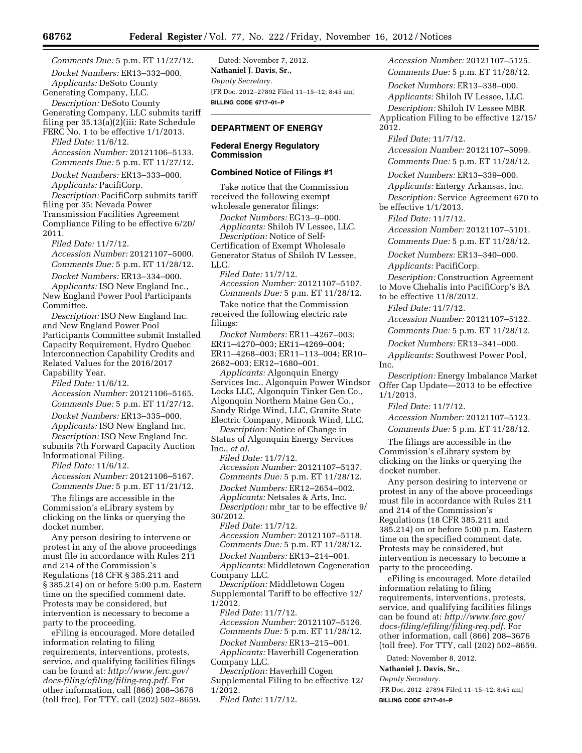*Comments Due:* 5 p.m. ET 11/27/12.

*Docket Numbers:* ER13–332–000.

*Applicants:* DeSoto County Generating Company, LLC.

*Description:* DeSoto County Generating Company, LLC submits tariff filing per 35.13(a)(2)(iii: Rate Schedule FERC No. 1 to be effective 1/1/2013.

*Filed Date:* 11/6/12.

*Accession Number:* 20121106–5133.

*Comments Due:* 5 p.m. ET 11/27/12.

*Docket Numbers:* ER13–333–000.

*Applicants:* PacifiCorp.

*Description:* PacifiCorp submits tariff filing per 35: Nevada Power Transmission Facilities Agreement Compliance Filing to be effective 6/20/2011.

*Filed Date:* 11/7/12.

*Accession Number:* 20121107–5000.

*Comments Due:* 5 p.m. ET 11/28/12.

*Docket Numbers:* ER13–334–000.

*Applicants:* ISO New England Inc., New England Power Pool Participants Committee.

*Description:* ISO New England Inc. and New England Power Pool Participants Committee submit Installed Capacity Requirement, Hydro Quebec Interconnection Capability Credits and Related Values for the 2016/2017 Capability Year.

*Filed Date:* 11/6/12.

*Accession Number:* 20121106–5165.

*Comments Due:* 5 p.m. ET 11/27/12.

*Docket Numbers:* ER13–335–000.

*Applicants:* ISO New England Inc.

*Description:* ISO New England Inc. submits 7th Forward Capacity Auction Informational Filing.

*Filed Date:* 11/6/12.

*Accession Number:* 20121106–5167.

*Comments Due:* 5 p.m. ET 11/21/12.

The filings are accessible in the Commission's eLibrary system by clicking on the links or querying the docket number.

Any person desiring to intervene or protest in any of the above proceedings must file in accordance with Rules 211 and 214 of the Commission's Regulations (18 CFR § 385.211 and § 385.214) on or before 5:00 p.m. Eastern time on the specified comment date. Protests may be considered, but intervention is necessary to become a party to the proceeding.

eFiling is encouraged. More detailed information relating to filing requirements, interventions, protests, service, and qualifying facilities filings can be found at: *http://www.ferc.gov/docs-filing/efiling/filing-req.pdf.* For other information, call (866) 208–3676 (toll free). For TTY, call (202) 502–8659.

Dated: November 7, 2012.

**Nathaniel J. Davis, Sr.,**

*Deputy Secretary.*

[FR Doc. 2012–27892 Filed 11–15–12; 8:45 am]

**BILLING CODE 6717–01–P**

## DEPARTMENT OF ENERGY

### Federal Energy Regulatory Commission

### Combined Notice of Filings #1

Take notice that the Commission received the following exempt wholesale generator filings:

*Docket Numbers:* EG13–9–000.

*Applicants:* Shiloh IV Lessee, LLC.

*Description:* Notice of Self-Certification of Exempt Wholesale Generator Status of Shiloh IV Lessee, LLC.

*Filed Date:* 11/7/12.

*Accession Number:* 20121107–5107.

*Comments Due:* 5 p.m. ET 11/28/12.

Take notice that the Commission received the following electric rate filings:

*Docket Numbers:* ER11–4267–003; ER11–4270–003; ER11–4269–004; ER11–4268–003; ER11–113–004; ER10–2682–003; ER12–1680–001.

*Applicants:* Algonquin Energy Services Inc., Algonquin Power Windsor Locks LLC, Algonquin Tinker Gen Co., Algonquin Northern Maine Gen Co., Sandy Ridge Wind, LLC, Granite State Electric Company, Minonk Wind, LLC.

*Description:* Notice of Change in Status of Algonquin Energy Services Inc., *et al.*

*Filed Date:* 11/7/12.

*Accession Number:* 20121107–5137.

*Comments Due:* 5 p.m. ET 11/28/12.

*Docket Numbers:* ER12–2654–002.

*Applicants:* Netsales & Arts, Inc.

*Description:* mbr_tar to be effective 9/30/2012.

*Filed Date:* 11/7/12.

*Accession Number:* 20121107–5118.

*Comments Due:* 5 p.m. ET 11/28/12.

*Docket Numbers:* ER13–214–001.

*Applicants:* Middletown Cogeneration Company LLC.

*Description:* Middletown Cogen Supplemental Tariff to be effective 12/1/2012.

*Filed Date:* 11/7/12.

*Accession Number:* 20121107–5126.

*Comments Due:* 5 p.m. ET 11/28/12.

*Docket Numbers:* ER13–215–001.

*Applicants:* Haverhill Cogeneration Company LLC.

*Description:* Haverhill Cogen Supplemental Filing to be effective 12/1/2012.

*Filed Date:* 11/7/12.

*Accession Number:* 20121107–5125.

*Comments Due:* 5 p.m. ET 11/28/12.

*Docket Numbers:* ER13–338–000.

*Applicants:* Shiloh IV Lessee, LLC.

*Description:* Shiloh IV Lessee MBR Application Filing to be effective 12/15/2012.

*Filed Date:* 11/7/12.

*Accession Number:* 20121107–5099.

*Comments Due:* 5 p.m. ET 11/28/12.

*Docket Numbers:* ER13–339–000.

*Applicants:* Entergy Arkansas, Inc.

*Description:* Service Agreement 670 to be effective 1/1/2013.

*Filed Date:* 11/7/12.

*Accession Number:* 20121107–5101.

*Comments Due:* 5 p.m. ET 11/28/12.

*Docket Numbers:* ER13–340–000.

*Applicants:* PacifiCorp.

*Description:* Construction Agreement to Move Chehalis into PacifiCorp's BA to be effective 11/8/2012.

*Filed Date:* 11/7/12.

*Accession Number:* 20121107–5122.

*Comments Due:* 5 p.m. ET 11/28/12.

*Docket Numbers:* ER13–341–000.

*Applicants:* Southwest Power Pool, Inc.

*Description:* Energy Imbalance Market Offer Cap Update—2013 to be effective 1/1/2013.

*Filed Date:* 11/7/12.

*Accession Number:* 20121107–5123.

*Comments Due:* 5 p.m. ET 11/28/12.

The filings are accessible in the Commission's eLibrary system by clicking on the links or querying the docket number.

Any person desiring to intervene or protest in any of the above proceedings must file in accordance with Rules 211 and 214 of the Commission's Regulations (18 CFR 385.211 and 385.214) on or before 5:00 p.m. Eastern time on the specified comment date. Protests may be considered, but intervention is necessary to become a party to the proceeding.

eFiling is encouraged. More detailed information relating to filing requirements, interventions, protests, service, and qualifying facilities filings can be found at: *http://www.ferc.gov/docs-filing/efiling/filing-req.pdf.* For other information, call (866) 208–3676 (toll free). For TTY, call (202) 502–8659.

Dated: November 8, 2012.

**Nathaniel J. Davis, Sr.,**

*Deputy Secretary.*

[FR Doc. 2012–27894 Filed 11–15–12; 8:45 am]

**BILLING CODE 6717–01–P**